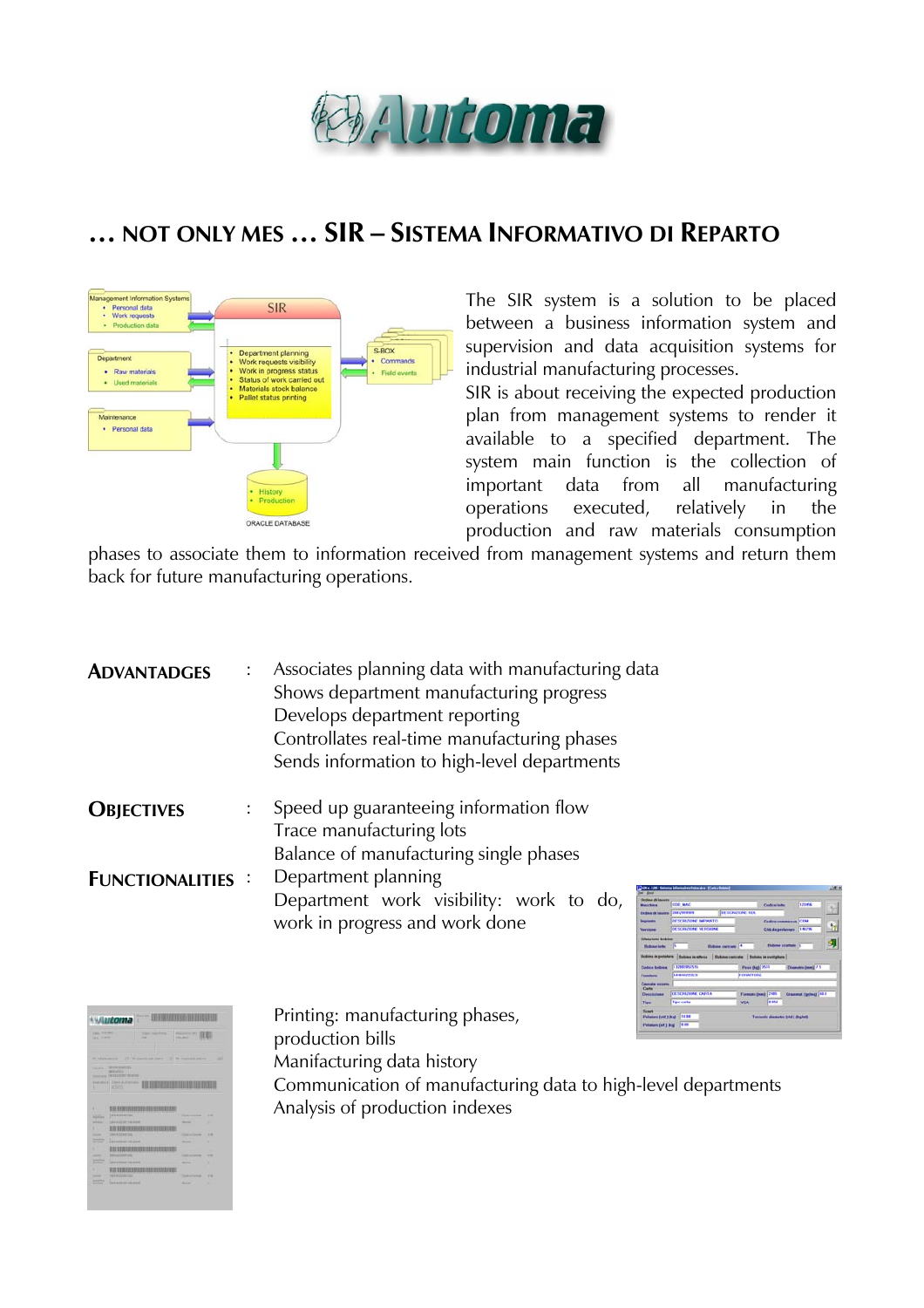# … NOT ONLY MES … SIR – SISTEMA INFORMATIVO DI REPARTO

The SIR system is a solution to be placed between a business information system and supervision and data acquisition systems for industrial manufacturing processes.

SIR is about receiving the expected production plan from management systems to render it available to a specified department. The system main function is the collection of important data from all manufacturing operations executed, relatively in the production and raw materials consumption phases to associate them to information received from management systems and return them back for future manufacturing operations.

**ADVANTADGES** : Associates planning data with manufacturing data
Shows department manufacturing progress
Develops department reporting
Controllates real-time manufacturing phases
Sends information to high-level departments

**OBJECTIVES** : Speed up guaranteeing information flow
Trace manufacturing lots
Balance of manufacturing single phases

**FUNCTIONALITIES** : Department planning
Department work visibility: work to do, work in progress and work done
Printing: manufacturing phases, production bills
Manifacturing data history
Communication of manufacturing data to high-level departments
Analysis of production indexes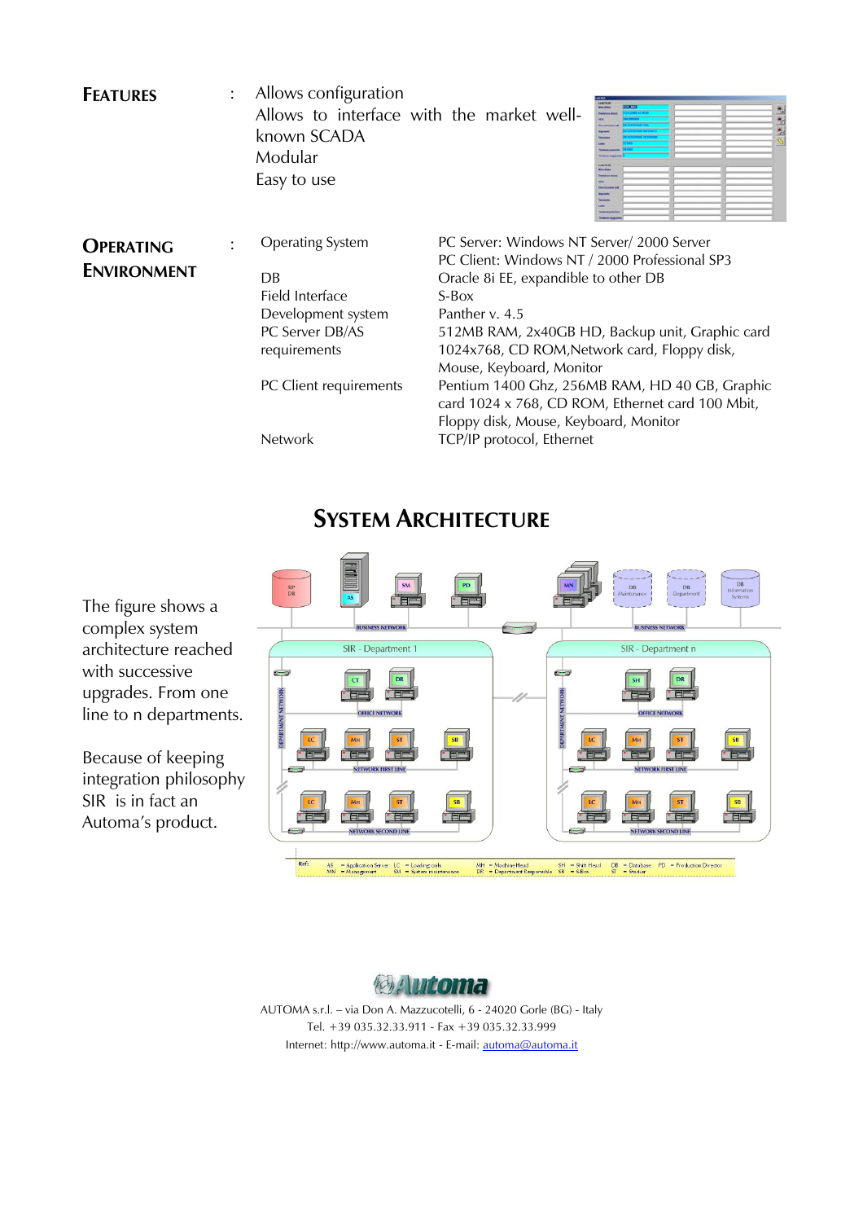**Features** : Allows configuration
Allows to interface with the market well-known SCADA
Modular
Easy to use

**Operating Environment** :

| | |
|---|---|
| Operating System | PC Server: Windows NT Server/ 2000 Server<br>PC Client: Windows NT / 2000 Professional SP3 |
| DB | Oracle 8i EE, expandible to other DB |
| Field Interface | S-Box |
| Development system | Panther v. 4.5 |
| PC Server DB/AS requirements | 512MB RAM, 2x40GB HD, Backup unit, Graphic card 1024x768, CD ROM,Network card, Floppy disk, Mouse, Keyboard, Monitor |
| PC Client requirements | Pentium 1400 Ghz, 256MB RAM, HD 40 GB, Graphic card 1024 x 768, CD ROM, Ethernet card 100 Mbit, Floppy disk, Mouse, Keyboard, Monitor |
| Network | TCP/IP protocol, Ethernet |

## System Architecture

The figure shows a complex system architecture reached with successive upgrades. From one line to n departments.

Because of keeping integration philosophy SIR is in fact an Automa's product.

SIP DB
AS
SM
PD
MN
DB Maintenance
DB Department
DB Information Systems
BUSINESS NETWORK
BUSINESS NETWORK
SIR - Department 1
SIR - Department n
DEPARTMENT NETWORK
CT DR
OFFICE NETWORK
SH DR
OFFICE NETWORK
LC MH ST SB
NETWORK FIRST LINE
LC MH ST SB
NETWORK SECOND LINE

Ref: AS = Application Server LC = Loading coils MH = Machine Head SH = Shift Head DB = Database PD = Production Director MN = Management SM = System maintenance DR = Department Responsible SB = S-Box ST = Stacker

AUTOMA s.r.l. – via Don A. Mazzucotelli, 6 - 24020 Gorle (BG) - Italy
Tel. +39 035.32.33.911 - Fax +39 035.32.33.999
Internet: http://www.automa.it - E-mail: automa@automa.it